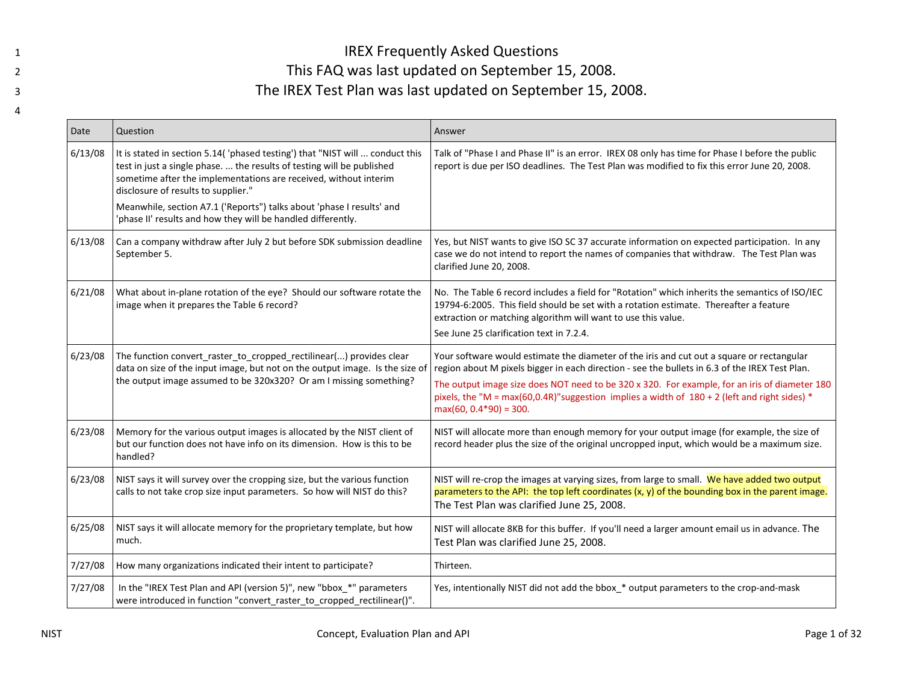# IREX Frequently Asked Questions

This FAQ was last updated on September 15, 2008.

The IREX Test Plan was last updated on September 15, 2008.

| Date | Question | Answer |
|---|---|---|
| 6/13/08 | It is stated in section 5.14( 'phased testing') that "NIST will ... conduct this test in just a single phase. ... the results of testing will be published sometime after the implementations are received, without interim disclosure of results to supplier."<br>Meanwhile, section A7.1 ('Reports") talks about 'phase I results' and 'phase II' results and how they will be handled differently. | Talk of "Phase I and Phase II" is an error. IREX 08 only has time for Phase I before the public report is due per ISO deadlines. The Test Plan was modified to fix this error June 20, 2008. |
| 6/13/08 | Can a company withdraw after July 2 but before SDK submission deadline September 5. | Yes, but NIST wants to give ISO SC 37 accurate information on expected participation. In any case we do not intend to report the names of companies that withdraw. The Test Plan was clarified June 20, 2008. |
| 6/21/08 | What about in-plane rotation of the eye? Should our software rotate the image when it prepares the Table 6 record? | No. The Table 6 record includes a field for "Rotation" which inherits the semantics of ISO/IEC 19794-6:2005. This field should be set with a rotation estimate. Thereafter a feature extraction or matching algorithm will want to use this value.<br>See June 25 clarification text in 7.2.4. |
| 6/23/08 | The function convert_raster_to_cropped_rectilinear(...) provides clear data on size of the input image, but not on the output image. Is the size of the output image assumed to be 320x320? Or am I missing something? | Your software would estimate the diameter of the iris and cut out a square or rectangular region about M pixels bigger in each direction - see the bullets in 6.3 of the IREX Test Plan.<br>The output image size does NOT need to be 320 x 320. For example, for an iris of diameter 180 pixels, the "M = max(60,0.4R)"suggestion implies a width of 180 + 2 (left and right sides) * max(60, 0.4*90) = 300. |
| 6/23/08 | Memory for the various output images is allocated by the NIST client of but our function does not have info on its dimension. How is this to be handled? | NIST will allocate more than enough memory for your output image (for example, the size of record header plus the size of the original uncropped input, which would be a maximum size. |
| 6/23/08 | NIST says it will survey over the cropping size, but the various function calls to not take crop size input parameters. So how will NIST do this? | NIST will re-crop the images at varying sizes, from large to small. We have added two output parameters to the API: the top left coordinates (x, y) of the bounding box in the parent image. The Test Plan was clarified June 25, 2008. |
| 6/25/08 | NIST says it will allocate memory for the proprietary template, but how much. | NIST will allocate 8KB for this buffer. If you'll need a larger amount email us in advance. The Test Plan was clarified June 25, 2008. |
| 7/27/08 | How many organizations indicated their intent to participate? | Thirteen. |
| 7/27/08 | In the "IREX Test Plan and API (version 5)", new "bbox_*" parameters were introduced in function "convert_raster_to_cropped_rectilinear()". | Yes, intentionally NIST did not add the bbox_* output parameters to the crop-and-mask |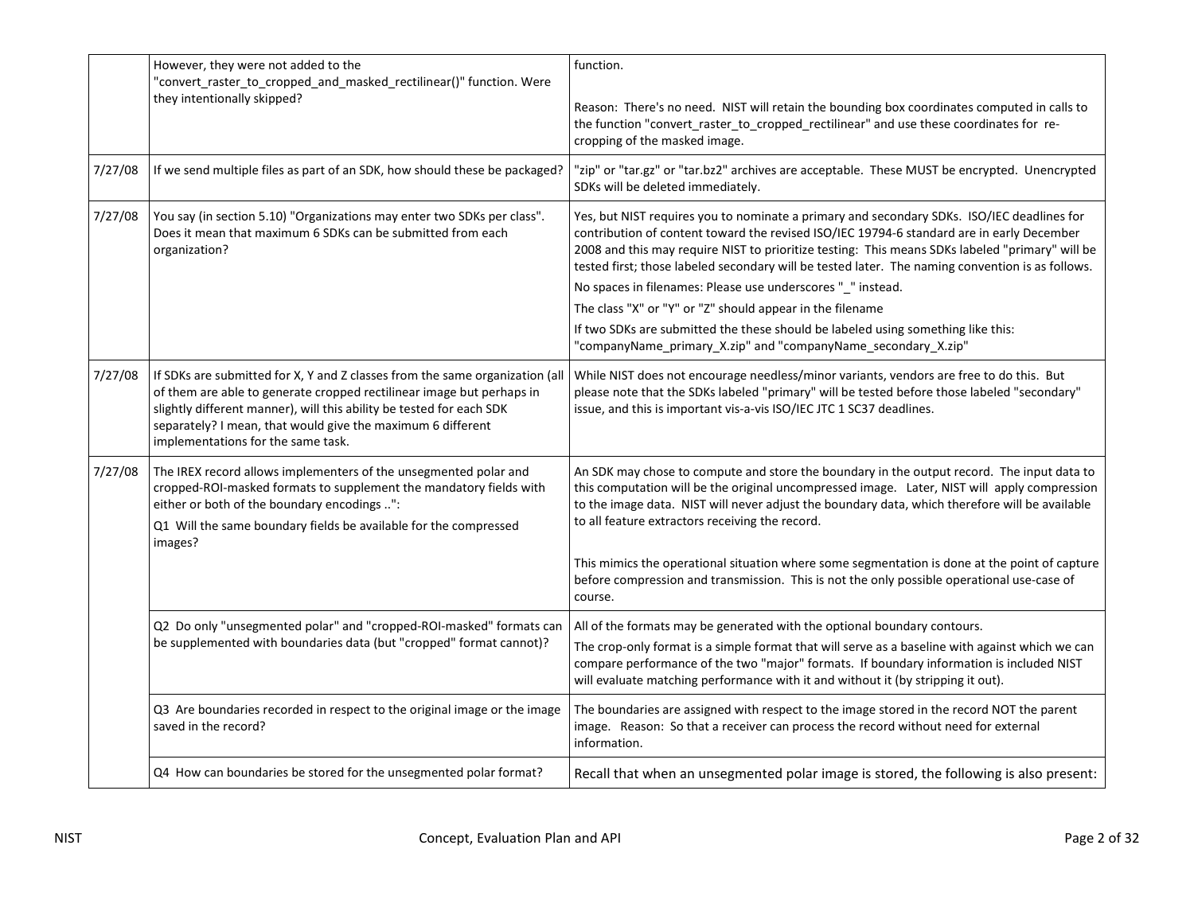| | | |
|---|---|---|
| | However, they were not added to the "convert_raster_to_cropped_and_masked_rectilinear()" function. Were they intentionally skipped? | function.<br><br>Reason: There's no need. NIST will retain the bounding box coordinates computed in calls to the function "convert_raster_to_cropped_rectilinear" and use these coordinates for re-cropping of the masked image. |
| 7/27/08 | If we send multiple files as part of an SDK, how should these be packaged? | "zip" or "tar.gz" or "tar.bz2" archives are acceptable. These MUST be encrypted. Unencrypted SDKs will be deleted immediately. |
| 7/27/08 | You say (in section 5.10) "Organizations may enter two SDKs per class". Does it mean that maximum 6 SDKs can be submitted from each organization? | Yes, but NIST requires you to nominate a primary and secondary SDKs. ISO/IEC deadlines for contribution of content toward the revised ISO/IEC 19794-6 standard are in early December 2008 and this may require NIST to prioritize testing: This means SDKs labeled "primary" will be tested first; those labeled secondary will be tested later. The naming convention is as follows.<br>No spaces in filenames: Please use underscores "_" instead.<br>The class "X" or "Y" or "Z" should appear in the filename<br>If two SDKs are submitted the these should be labeled using something like this: "companyName_primary_X.zip" and "companyName_secondary_X.zip" |
| 7/27/08 | If SDKs are submitted for X, Y and Z classes from the same organization (all of them are able to generate cropped rectilinear image but perhaps in slightly different manner), will this ability be tested for each SDK separately? I mean, that would give the maximum 6 different implementations for the same task. | While NIST does not encourage needless/minor variants, vendors are free to do this. But please note that the SDKs labeled "primary" will be tested before those labeled "secondary" issue, and this is important vis-a-vis ISO/IEC JTC 1 SC37 deadlines. |
| 7/27/08 | The IREX record allows implementers of the unsegmented polar and cropped-ROI-masked formats to supplement the mandatory fields with either or both of the boundary encodings ..":<br>Q1 Will the same boundary fields be available for the compressed images? | An SDK may chose to compute and store the boundary in the output record. The input data to this computation will be the original uncompressed image. Later, NIST will apply compression to the image data. NIST will never adjust the boundary data, which therefore will be available to all feature extractors receiving the record.<br><br>This mimics the operational situation where some segmentation is done at the point of capture before compression and transmission. This is not the only possible operational use-case of course. |
| | Q2 Do only "unsegmented polar" and "cropped-ROI-masked" formats can be supplemented with boundaries data (but "cropped" format cannot)? | All of the formats may be generated with the optional boundary contours.<br>The crop-only format is a simple format that will serve as a baseline with against which we can compare performance of the two "major" formats. If boundary information is included NIST will evaluate matching performance with it and without it (by stripping it out). |
| | Q3 Are boundaries recorded in respect to the original image or the image saved in the record? | The boundaries are assigned with respect to the image stored in the record NOT the parent image. Reason: So that a receiver can process the record without need for external information. |
| | Q4 How can boundaries be stored for the unsegmented polar format? | Recall that when an unsegmented polar image is stored, the following is also present: |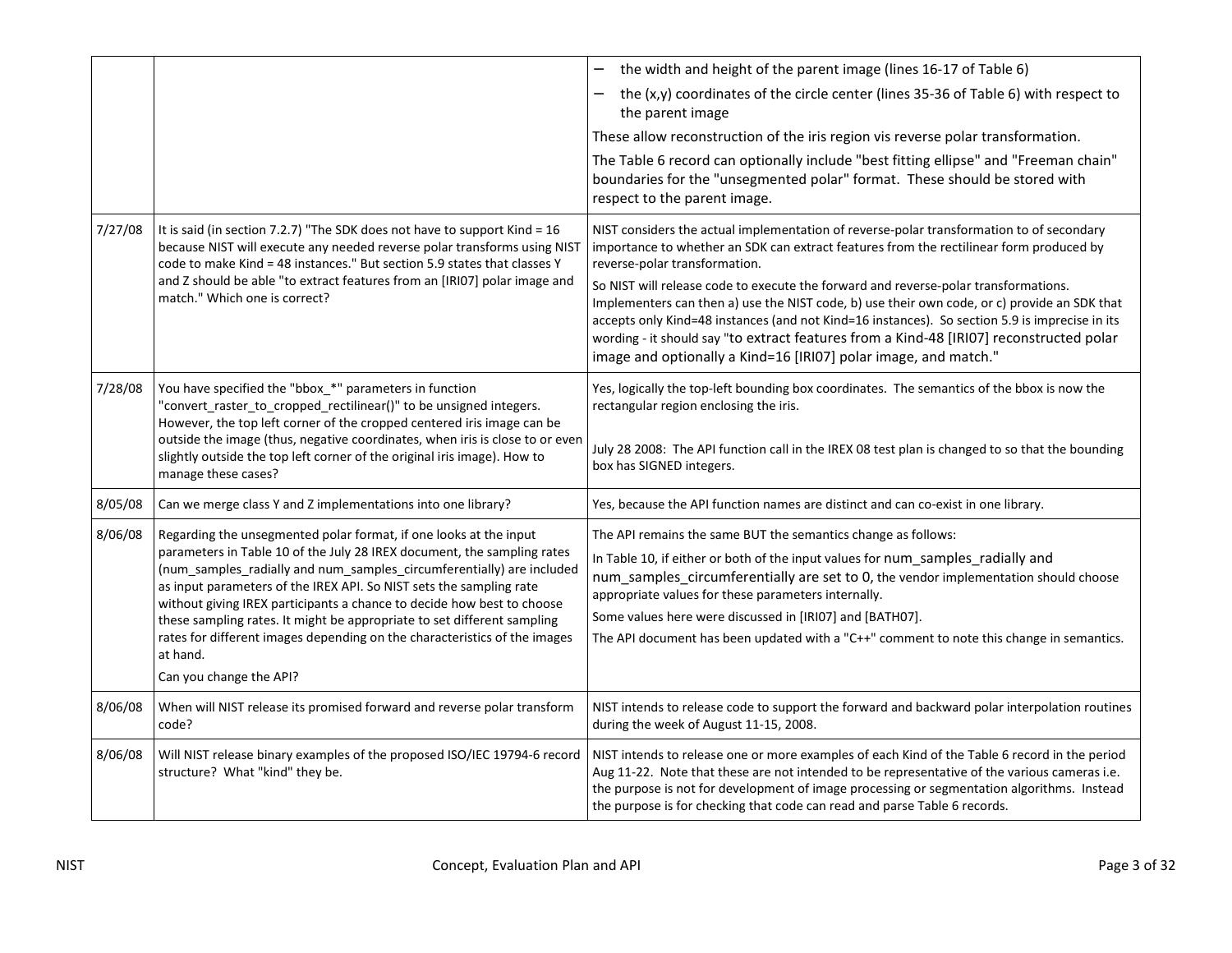| | | |
|---|---|---|
| | | – the width and height of the parent image (lines 16-17 of Table 6)<br>– the (x,y) coordinates of the circle center (lines 35-36 of Table 6) with respect to the parent image<br>These allow reconstruction of the iris region vis reverse polar transformation.<br>The Table 6 record can optionally include "best fitting ellipse" and "Freeman chain" boundaries for the "unsegmented polar" format. These should be stored with respect to the parent image. |
| 7/27/08 | It is said (in section 7.2.7) "The SDK does not have to support Kind = 16 because NIST will execute any needed reverse polar transforms using NIST code to make Kind = 48 instances." But section 5.9 states that classes Y and Z should be able "to extract features from an [IRI07] polar image and match." Which one is correct? | NIST considers the actual implementation of reverse-polar transformation to of secondary importance to whether an SDK can extract features from the rectilinear form produced by reverse-polar transformation.<br>So NIST will release code to execute the forward and reverse-polar transformations. Implementers can then a) use the NIST code, b) use their own code, or c) provide an SDK that accepts only Kind=48 instances (and not Kind=16 instances). So section 5.9 is imprecise in its wording - it should say "to extract features from a Kind-48 [IRI07] reconstructed polar image and optionally a Kind=16 [IRI07] polar image, and match." |
| 7/28/08 | You have specified the "bbox_*" parameters in function "convert_raster_to_cropped_rectilinear()" to be unsigned integers. However, the top left corner of the cropped centered iris image can be outside the image (thus, negative coordinates, when iris is close to or even slightly outside the top left corner of the original iris image). How to manage these cases? | Yes, logically the top-left bounding box coordinates. The semantics of the bbox is now the rectangular region enclosing the iris.<br><br>July 28 2008: The API function call in the IREX 08 test plan is changed to so that the bounding box has SIGNED integers. |
| 8/05/08 | Can we merge class Y and Z implementations into one library? | Yes, because the API function names are distinct and can co-exist in one library. |
| 8/06/08 | Regarding the unsegmented polar format, if one looks at the input parameters in Table 10 of the July 28 IREX document, the sampling rates (num_samples_radially and num_samples_circumferentially) are included as input parameters of the IREX API. So NIST sets the sampling rate without giving IREX participants a chance to decide how best to choose these sampling rates. It might be appropriate to set different sampling rates for different images depending on the characteristics of the images at hand.<br>Can you change the API? | The API remains the same BUT the semantics change as follows:<br>In Table 10, if either or both of the input values for num_samples_radially and num_samples_circumferentially are set to 0, the vendor implementation should choose appropriate values for these parameters internally.<br>Some values here were discussed in [IRI07] and [BATH07].<br>The API document has been updated with a "C++" comment to note this change in semantics. |
| 8/06/08 | When will NIST release its promised forward and reverse polar transform code? | NIST intends to release code to support the forward and backward polar interpolation routines during the week of August 11-15, 2008. |
| 8/06/08 | Will NIST release binary examples of the proposed ISO/IEC 19794-6 record structure? What "kind" they be. | NIST intends to release one or more examples of each Kind of the Table 6 record in the period Aug 11-22. Note that these are not intended to be representative of the various cameras i.e. the purpose is not for development of image processing or segmentation algorithms. Instead the purpose is for checking that code can read and parse Table 6 records. |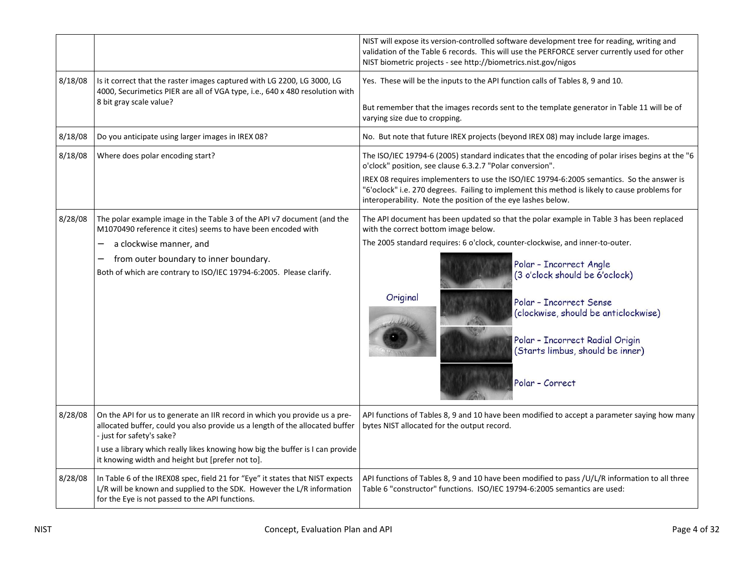| | | |
|---|---|---|
| | | NIST will expose its version-controlled software development tree for reading, writing and validation of the Table 6 records. This will use the PERFORCE server currently used for other NIST biometric projects - see http://biometrics.nist.gov/nigos |
| 8/18/08 | Is it correct that the raster images captured with LG 2200, LG 3000, LG 4000, Securimetics PIER are all of VGA type, i.e., 640 x 480 resolution with 8 bit gray scale value? | Yes. These will be the inputs to the API function calls of Tables 8, 9 and 10.<br><br>But remember that the images records sent to the template generator in Table 11 will be of varying size due to cropping. |
| 8/18/08 | Do you anticipate using larger images in IREX 08? | No. But note that future IREX projects (beyond IREX 08) may include large images. |
| 8/18/08 | Where does polar encoding start? | The ISO/IEC 19794-6 (2005) standard indicates that the encoding of polar irises begins at the "6 o'clock" position, see clause 6.3.2.7 "Polar conversion".<br>IREX 08 requires implementers to use the ISO/IEC 19794-6:2005 semantics. So the answer is "6'oclock" i.e. 270 degrees. Failing to implement this method is likely to cause problems for interoperability. Note the position of the eye lashes below. |
| 8/28/08 | The polar example image in the Table 3 of the API v7 document (and the M1070490 reference it cites) seems to have been encoded with<br>– a clockwise manner, and<br>– from outer boundary to inner boundary.<br>Both of which are contrary to ISO/IEC 19794-6:2005. Please clarify. | The API document has been updated so that the polar example in Table 3 has been replaced with the correct bottom image below.<br>The 2005 standard requires: 6 o'clock, counter-clockwise, and inner-to-outer.<br>Original<br>Polar – Incorrect Angle (3 o'clock should be 6'oclock)<br>Polar – Incorrect Sense (clockwise, should be anticlockwise)<br>Polar – Incorrect Radial Origin (Starts limbus, should be inner)<br>Polar – Correct |
| 8/28/08 | On the API for us to generate an IIR record in which you provide us a pre-allocated buffer, could you also provide us a length of the allocated buffer - just for safety's sake?<br>I use a library which really likes knowing how big the buffer is I can provide it knowing width and height but [prefer not to]. | API functions of Tables 8, 9 and 10 have been modified to accept a parameter saying how many bytes NIST allocated for the output record. |
| 8/28/08 | In Table 6 of the IREX08 spec, field 21 for "Eye" it states that NIST expects L/R will be known and supplied to the SDK. However the L/R information for the Eye is not passed to the API functions. | API functions of Tables 8, 9 and 10 have been modified to pass /U/L/R information to all three Table 6 "constructor" functions. ISO/IEC 19794-6:2005 semantics are used: |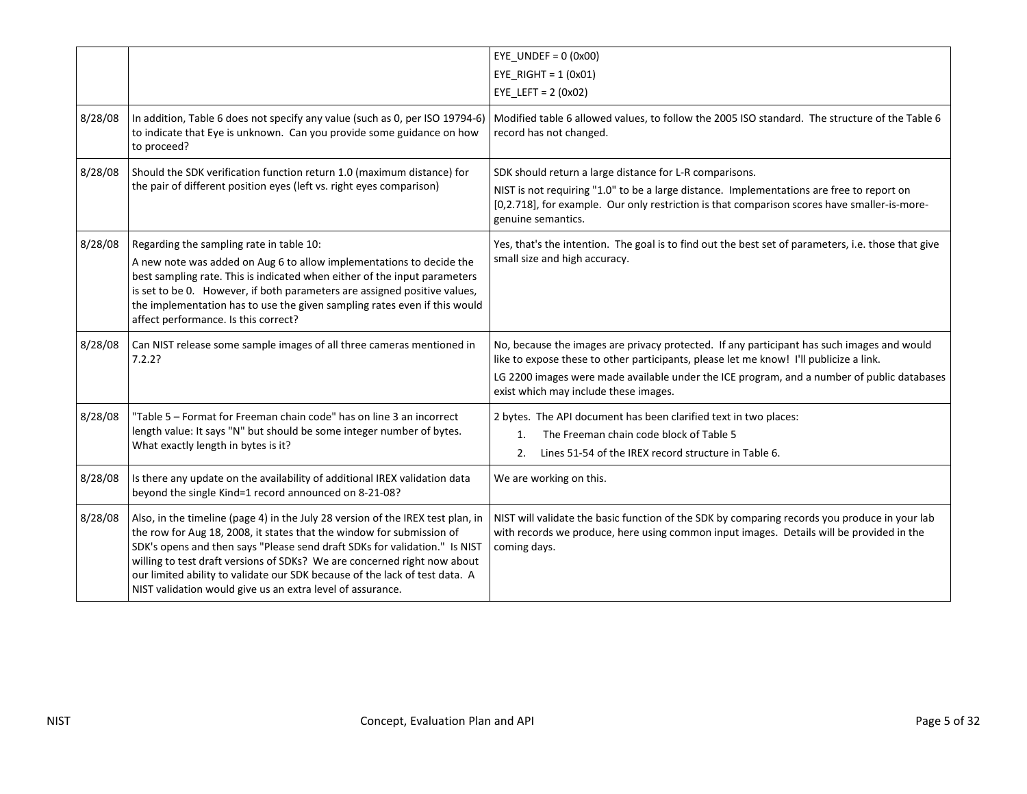| | | |
|---|---|---|
| | | EYE_UNDEF = 0 (0x00)<br>EYE_RIGHT = 1 (0x01)<br>EYE_LEFT = 2 (0x02) |
| 8/28/08 | In addition, Table 6 does not specify any value (such as 0, per ISO 19794-6) to indicate that Eye is unknown. Can you provide some guidance on how to proceed? | Modified table 6 allowed values, to follow the 2005 ISO standard. The structure of the Table 6 record has not changed. |
| 8/28/08 | Should the SDK verification function return 1.0 (maximum distance) for the pair of different position eyes (left vs. right eyes comparison) | SDK should return a large distance for L-R comparisons.<br>NIST is not requiring "1.0" to be a large distance. Implementations are free to report on [0,2.718], for example. Our only restriction is that comparison scores have smaller-is-more-genuine semantics. |
| 8/28/08 | Regarding the sampling rate in table 10:<br>A new note was added on Aug 6 to allow implementations to decide the best sampling rate. This is indicated when either of the input parameters is set to be 0. However, if both parameters are assigned positive values, the implementation has to use the given sampling rates even if this would affect performance. Is this correct? | Yes, that's the intention. The goal is to find out the best set of parameters, i.e. those that give small size and high accuracy. |
| 8/28/08 | Can NIST release some sample images of all three cameras mentioned in 7.2.2? | No, because the images are privacy protected. If any participant has such images and would like to expose these to other participants, please let me know! I'll publicize a link.<br>LG 2200 images were made available under the ICE program, and a number of public databases exist which may include these images. |
| 8/28/08 | "Table 5 – Format for Freeman chain code" has on line 3 an incorrect length value: It says "N" but should be some integer number of bytes. What exactly length in bytes is it? | 2 bytes. The API document has been clarified text in two places:<br>1. The Freeman chain code block of Table 5<br>2. Lines 51-54 of the IREX record structure in Table 6. |
| 8/28/08 | Is there any update on the availability of additional IREX validation data beyond the single Kind=1 record announced on 8-21-08? | We are working on this. |
| 8/28/08 | Also, in the timeline (page 4) in the July 28 version of the IREX test plan, in the row for Aug 18, 2008, it states that the window for submission of SDK's opens and then says "Please send draft SDKs for validation." Is NIST willing to test draft versions of SDKs? We are concerned right now about our limited ability to validate our SDK because of the lack of test data. A NIST validation would give us an extra level of assurance. | NIST will validate the basic function of the SDK by comparing records you produce in your lab with records we produce, here using common input images. Details will be provided in the coming days. |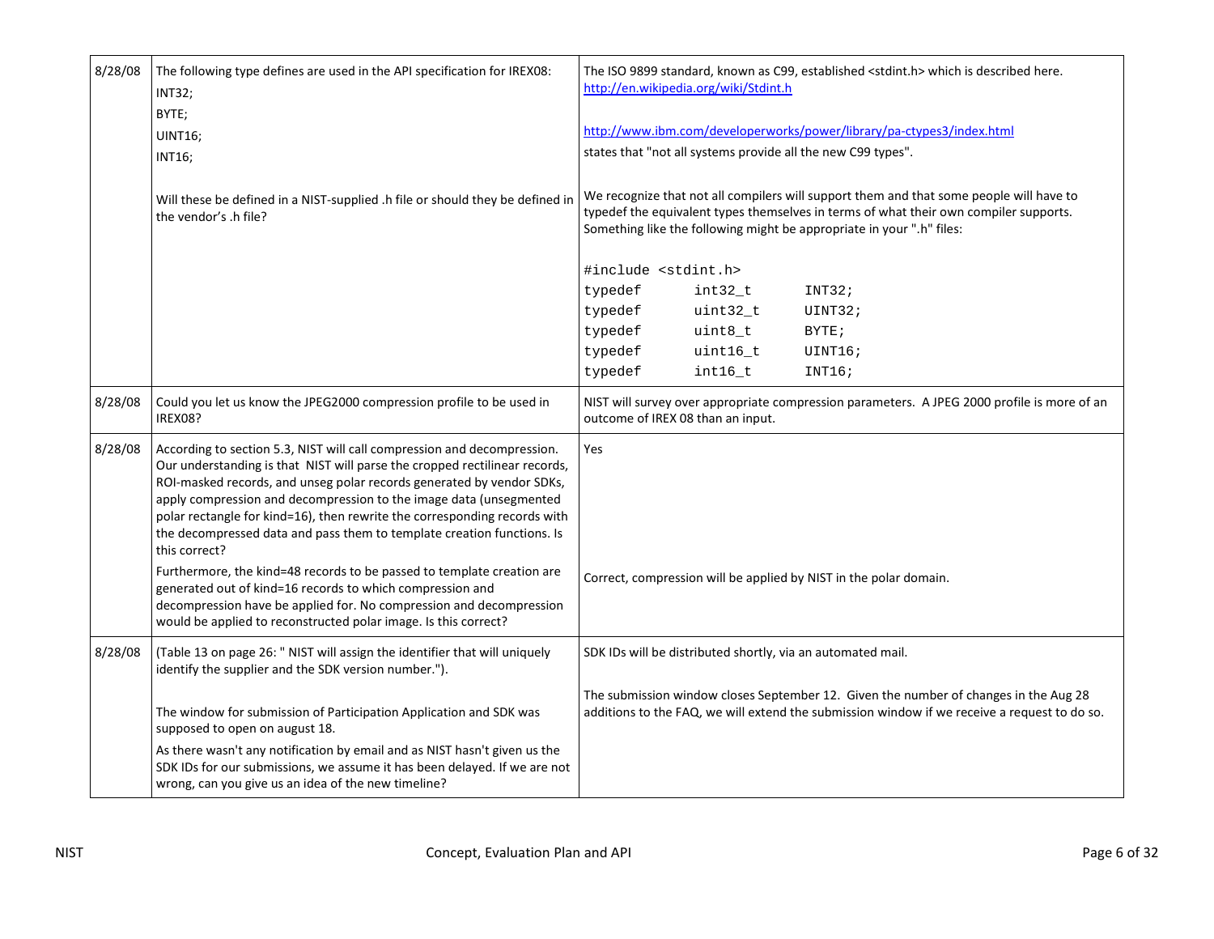| | | |
|---|---|---|
| 8/28/08 | The following type defines are used in the API specification for IREX08:<br>INT32;<br>BYTE;<br>UINT16;<br>INT16;<br><br>Will these be defined in a NIST-supplied .h file or should they be defined in the vendor's .h file? | The ISO 9899 standard, known as C99, established <stdint.h> which is described here. http://en.wikipedia.org/wiki/Stdint.h<br><br>http://www.ibm.com/developerworks/power/library/pa-ctypes3/index.html<br>states that "not all systems provide all the new C99 types".<br><br>We recognize that not all compilers will support them and that some people will have to typedef the equivalent types themselves in terms of what their own compiler supports. Something like the following might be appropriate in your ".h" files:<br><br>`#include <stdint.h>`<br>`typedef int32_t INT32;`<br>`typedef uint32_t UINT32;`<br>`typedef uint8_t BYTE;`<br>`typedef uint16_t UINT16;`<br>`typedef int16_t INT16;` |
| 8/28/08 | Could you let us know the JPEG2000 compression profile to be used in IREX08? | NIST will survey over appropriate compression parameters. A JPEG 2000 profile is more of an outcome of IREX 08 than an input. |
| 8/28/08 | According to section 5.3, NIST will call compression and decompression. Our understanding is that NIST will parse the cropped rectilinear records, ROI-masked records, and unseg polar records generated by vendor SDKs, apply compression and decompression to the image data (unsegmented polar rectangle for kind=16), then rewrite the corresponding records with the decompressed data and pass them to template creation functions. Is this correct?<br><br>Furthermore, the kind=48 records to be passed to template creation are generated out of kind=16 records to which compression and decompression have be applied for. No compression and decompression would be applied to reconstructed polar image. Is this correct? | Yes<br><br>Correct, compression will be applied by NIST in the polar domain. |
| 8/28/08 | (Table 13 on page 26: " NIST will assign the identifier that will uniquely identify the supplier and the SDK version number.").<br><br>The window for submission of Participation Application and SDK was supposed to open on august 18.<br><br>As there wasn't any notification by email and as NIST hasn't given us the SDK IDs for our submissions, we assume it has been delayed. If we are not wrong, can you give us an idea of the new timeline? | SDK IDs will be distributed shortly, via an automated mail.<br><br>The submission window closes September 12. Given the number of changes in the Aug 28 additions to the FAQ, we will extend the submission window if we receive a request to do so. |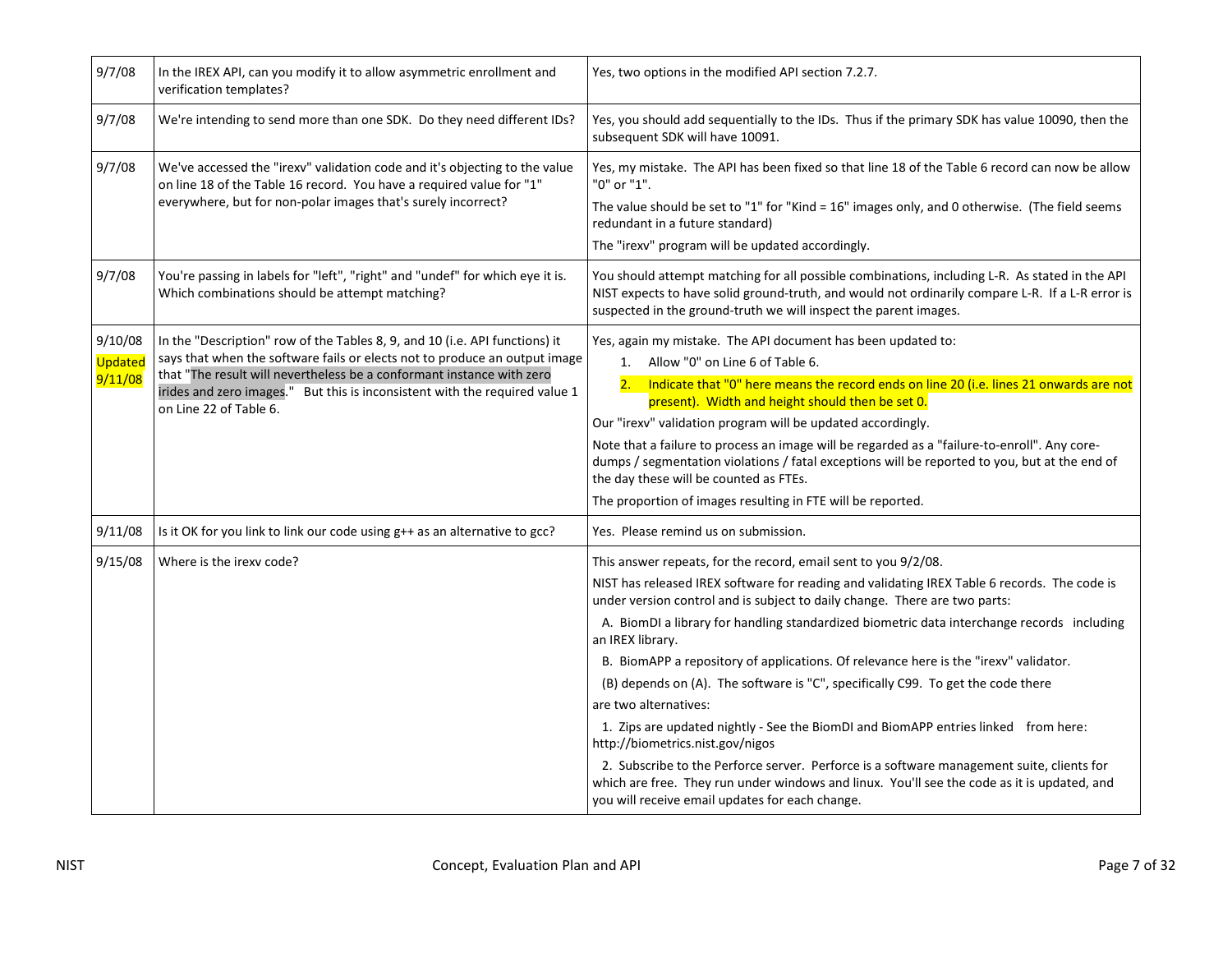| | | |
|---|---|---|
| 9/7/08 | In the IREX API, can you modify it to allow asymmetric enrollment and verification templates? | Yes, two options in the modified API section 7.2.7. |
| 9/7/08 | We're intending to send more than one SDK. Do they need different IDs? | Yes, you should add sequentially to the IDs. Thus if the primary SDK has value 10090, then the subsequent SDK will have 10091. |
| 9/7/08 | We've accessed the "irexv" validation code and it's objecting to the value on line 18 of the Table 16 record. You have a required value for "1" everywhere, but for non-polar images that's surely incorrect? | Yes, my mistake. The API has been fixed so that line 18 of the Table 6 record can now be allow "0" or "1".<br>The value should be set to "1" for "Kind = 16" images only, and 0 otherwise. (The field seems redundant in a future standard)<br>The "irexv" program will be updated accordingly. |
| 9/7/08 | You're passing in labels for "left", "right" and "undef" for which eye it is. Which combinations should be attempt matching? | You should attempt matching for all possible combinations, including L-R. As stated in the API NIST expects to have solid ground-truth, and would not ordinarily compare L-R. If a L-R error is suspected in the ground-truth we will inspect the parent images. |
| 9/10/08<br>Updated 9/11/08 | In the "Description" row of the Tables 8, 9, and 10 (i.e. API functions) it says that when the software fails or elects not to produce an output image that "The result will nevertheless be a conformant instance with zero irides and zero images." But this is inconsistent with the required value 1 on Line 22 of Table 6. | Yes, again my mistake. The API document has been updated to:<br>1. Allow "0" on Line 6 of Table 6.<br>2. Indicate that "0" here means the record ends on line 20 (i.e. lines 21 onwards are not present). Width and height should then be set 0.<br>Our "irexv" validation program will be updated accordingly.<br>Note that a failure to process an image will be regarded as a "failure-to-enroll". Any core-dumps / segmentation violations / fatal exceptions will be reported to you, but at the end of the day these will be counted as FTEs.<br>The proportion of images resulting in FTE will be reported. |
| 9/11/08 | Is it OK for you link to link our code using g++ as an alternative to gcc? | Yes. Please remind us on submission. |
| 9/15/08 | Where is the irexv code? | This answer repeats, for the record, email sent to you 9/2/08.<br>NIST has released IREX software for reading and validating IREX Table 6 records. The code is under version control and is subject to daily change. There are two parts:<br>A. BiomDI a library for handling standardized biometric data interchange records including an IREX library.<br>B. BiomAPP a repository of applications. Of relevance here is the "irexv" validator.<br>(B) depends on (A). The software is "C", specifically C99. To get the code there are two alternatives:<br>1. Zips are updated nightly - See the BiomDI and BiomAPP entries linked from here: http://biometrics.nist.gov/nigos<br>2. Subscribe to the Perforce server. Perforce is a software management suite, clients for which are free. They run under windows and linux. You'll see the code as it is updated, and you will receive email updates for each change. |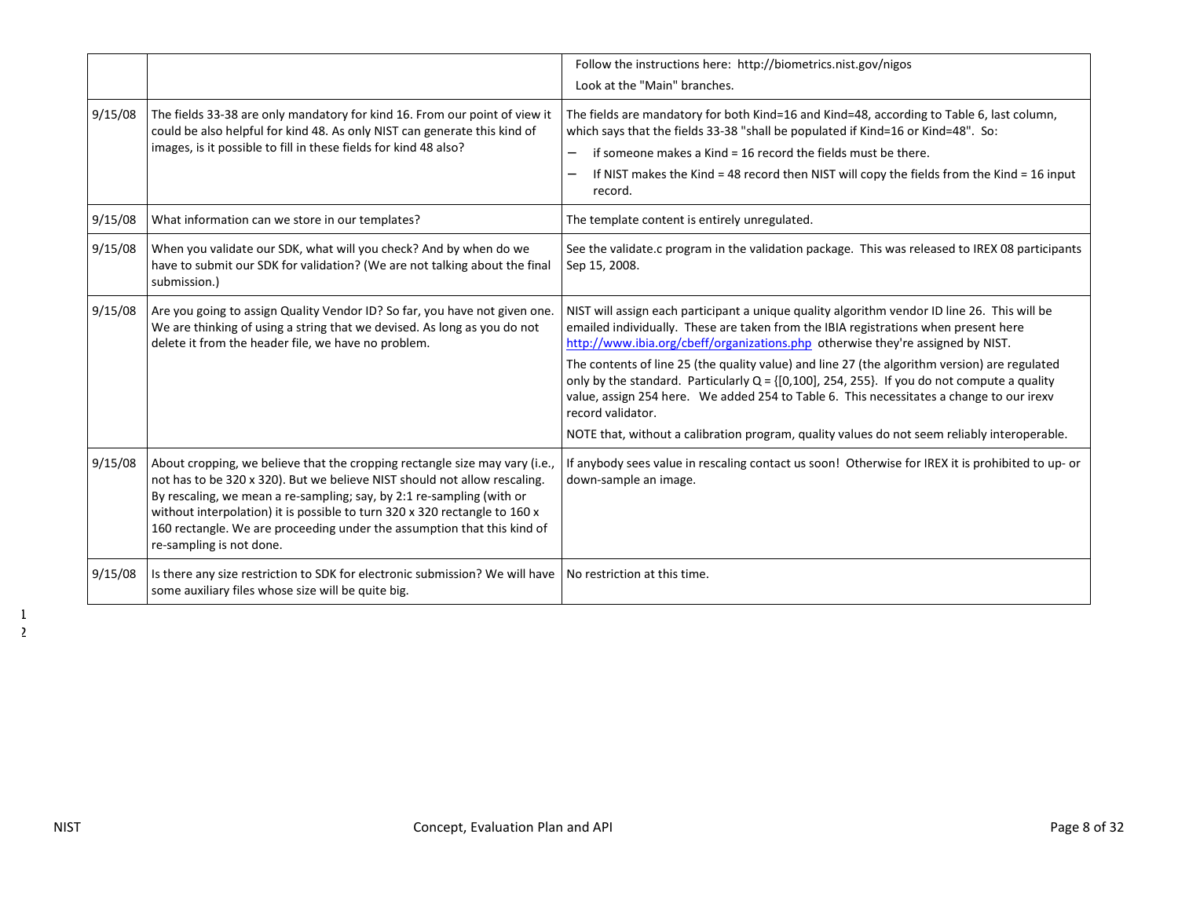| | | |
|---|---|---|
| | | Follow the instructions here: http://biometrics.nist.gov/nigos<br>Look at the "Main" branches. |
| 9/15/08 | The fields 33-38 are only mandatory for kind 16. From our point of view it could be also helpful for kind 48. As only NIST can generate this kind of images, is it possible to fill in these fields for kind 48 also? | The fields are mandatory for both Kind=16 and Kind=48, according to Table 6, last column, which says that the fields 33-38 "shall be populated if Kind=16 or Kind=48". So:<br>– if someone makes a Kind = 16 record the fields must be there.<br>– If NIST makes the Kind = 48 record then NIST will copy the fields from the Kind = 16 input record. |
| 9/15/08 | What information can we store in our templates? | The template content is entirely unregulated. |
| 9/15/08 | When you validate our SDK, what will you check? And by when do we have to submit our SDK for validation? (We are not talking about the final submission.) | See the validate.c program in the validation package. This was released to IREX 08 participants Sep 15, 2008. |
| 9/15/08 | Are you going to assign Quality Vendor ID? So far, you have not given one. We are thinking of using a string that we devised. As long as you do not delete it from the header file, we have no problem. | NIST will assign each participant a unique quality algorithm vendor ID line 26. This will be emailed individually. These are taken from the IBIA registrations when present here http://www.ibia.org/cbeff/organizations.php otherwise they're assigned by NIST.<br>The contents of line 25 (the quality value) and line 27 (the algorithm version) are regulated only by the standard. Particularly Q = {[0,100], 254, 255}. If you do not compute a quality value, assign 254 here. We added 254 to Table 6. This necessitates a change to our irexv record validator.<br>NOTE that, without a calibration program, quality values do not seem reliably interoperable. |
| 9/15/08 | About cropping, we believe that the cropping rectangle size may vary (i.e., not has to be 320 x 320). But we believe NIST should not allow rescaling. By rescaling, we mean a re-sampling; say, by 2:1 re-sampling (with or without interpolation) it is possible to turn 320 x 320 rectangle to 160 x 160 rectangle. We are proceeding under the assumption that this kind of re-sampling is not done. | If anybody sees value in rescaling contact us soon! Otherwise for IREX it is prohibited to up- or down-sample an image. |
| 9/15/08 | Is there any size restriction to SDK for electronic submission? We will have some auxiliary files whose size will be quite big. | No restriction at this time. |